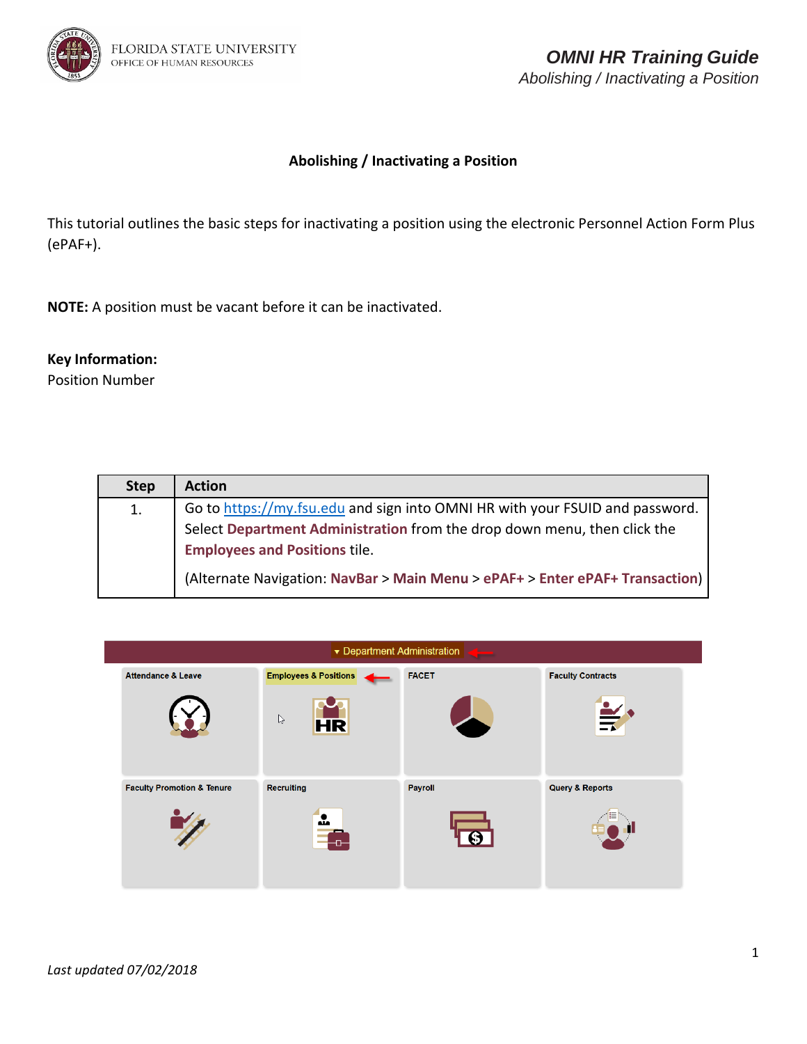# Abolishing / Inactivating a Position

This tutorial outlines the basic steps for inactivating a position using the electronic Personnel Action Form Plus (ePAF+).

**NOTE:** A position must be vacant before it can be inactivated.

**Key Information:**
Position Number

| Step | Action |
| --- | --- |
| 1. | Go to https://my.fsu.edu and sign into OMNI HR with your FSUID and password. Select **Department Administration** from the drop down menu, then click the **Employees and Positions** tile.<br><br>(Alternate Navigation: **NavBar** > **Main Menu** > **ePAF+** > **Enter ePAF+ Transaction**) |

*Last updated 07/02/2018*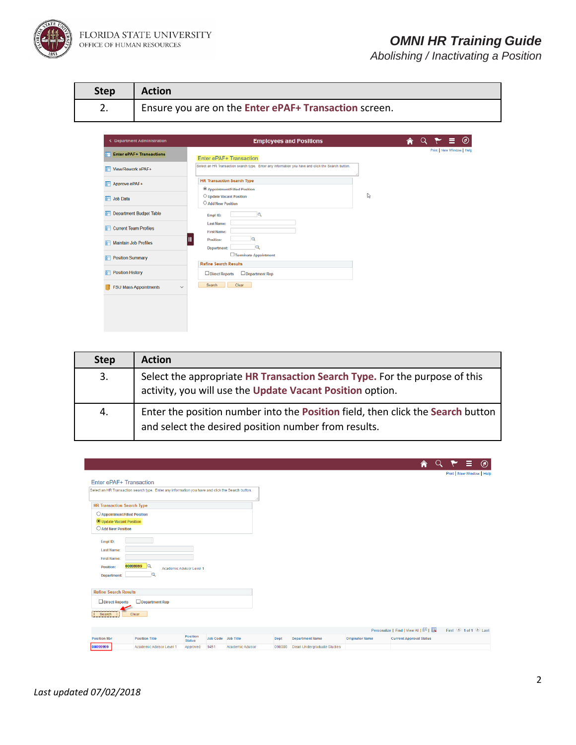| Step | Action |
| --- | --- |
| 2. | Ensure you are on the **Enter ePAF+ Transaction** screen. |

| Step | Action |
| --- | --- |
| 3. | Select the appropriate **HR Transaction Search Type.** For the purpose of this activity, you will use the **Update Vacant Position** option. |
| 4. | Enter the position number into the **Position** field, then click the **Search** button and select the desired position number from results. |

*Last updated 07/02/2018*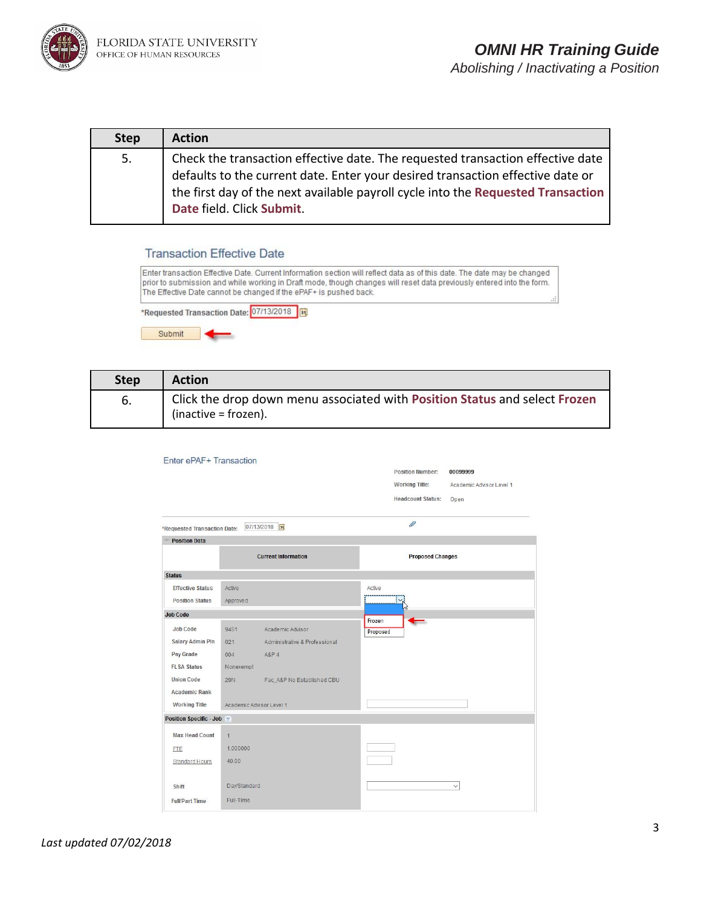| Step | Action |
|---|---|
| 5. | Check the transaction effective date. The requested transaction effective date defaults to the current date. Enter your desired transaction effective date or the first day of the next available payroll cycle into the **Requested Transaction Date** field. Click **Submit**. |

| Step | Action |
|---|---|
| 6. | Click the drop down menu associated with **Position Status** and select **Frozen** (inactive = frozen). |

*Last updated 07/02/2018*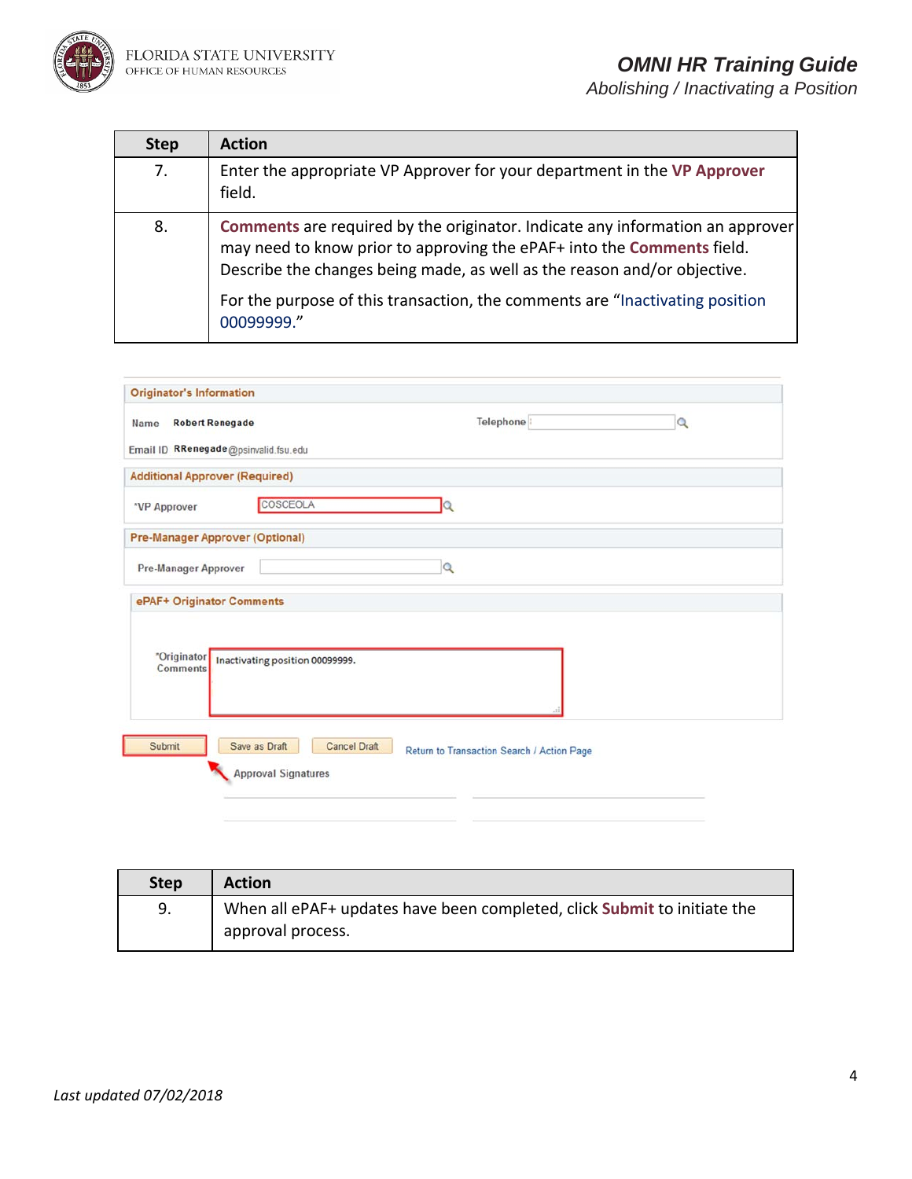| Step | Action |
|---|---|
| 7. | Enter the appropriate VP Approver for your department in the **VP Approver** field. |
| 8. | **Comments** are required by the originator. Indicate any information an approver may need to know prior to approving the ePAF+ into the **Comments** field. Describe the changes being made, as well as the reason and/or objective.<br><br>For the purpose of this transaction, the comments are "Inactivating position 00099999." |

**Originator's Information**

Name Robert Renegade

Telephone

Email ID RRenegade@psinvalid.fsu.edu

**Additional Approver (Required)**

*VP Approver COSCEOLA

**Pre-Manager Approver (Optional)**

Pre-Manager Approver

**ePAF+ Originator Comments**

*Originator Comments: Inactivating position 00099999.

Submit | Save as Draft | Cancel Draft | Return to Transaction Search / Action Page

Approval Signatures

| Step | Action |
|---|---|
| 9. | When all ePAF+ updates have been completed, click **Submit** to initiate the approval process. |

*Last updated 07/02/2018*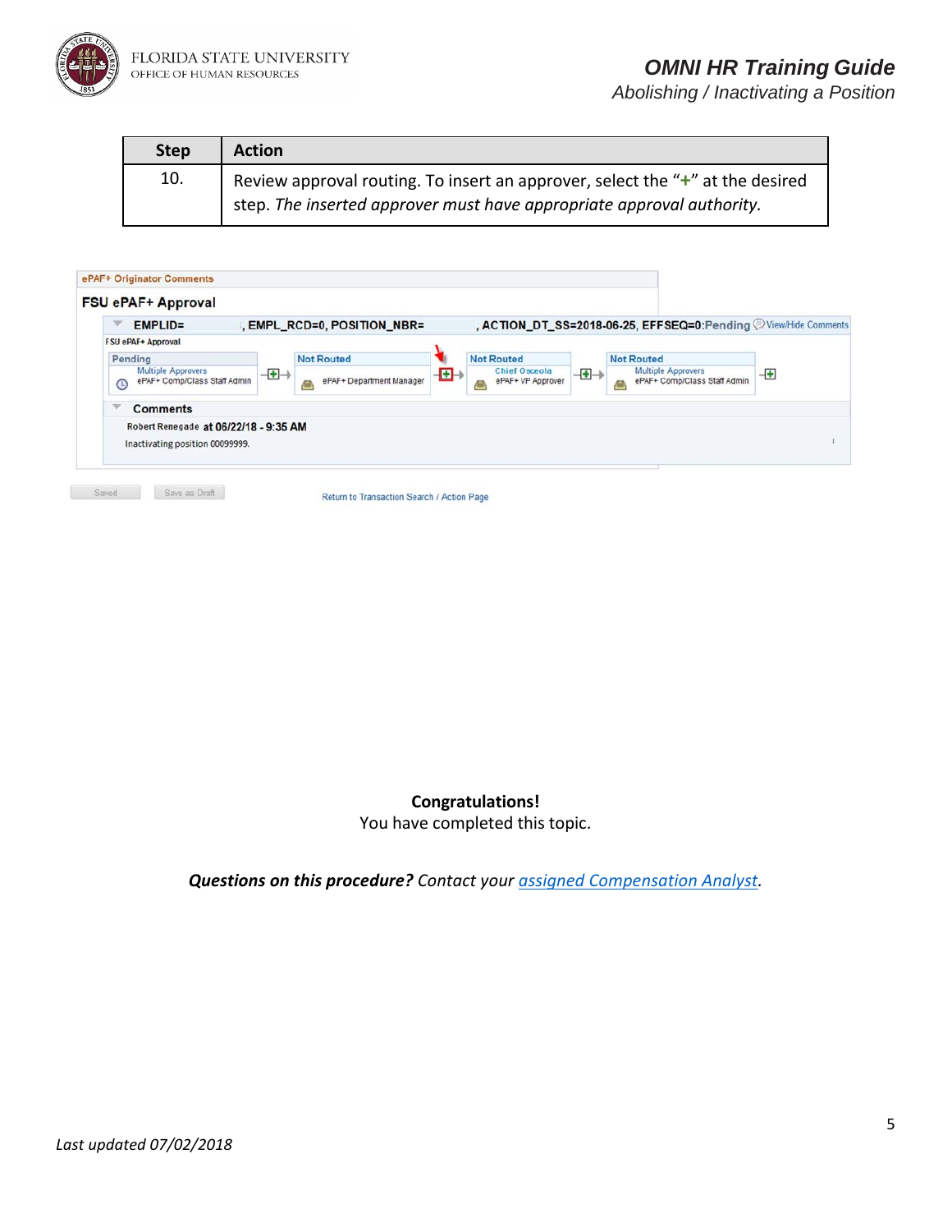| Step | Action |
| --- | --- |
| 10. | Review approval routing. To insert an approver, select the "+" at the desired step. *The inserted approver must have appropriate approval authority.* |

ePAF+ Originator Comments

FSU ePAF+ Approval

EMPLID= , EMPL_RCD=0, POSITION_NBR= , ACTION_DT_SS=2018-06-25, EFFSEQ=0:Pending View/Hide Comments

FSU ePAF+ Approval

Pending
Multiple Approvers
ePAF+ Comp/Class Staff Admin

Not Routed
ePAF+ Department Manager

Not Routed
Chief Osceola
ePAF+ VP Approver

Not Routed
Multiple Approvers
ePAF+ Comp/Class Staff Admin

Comments

Robert Renegade at 06/22/18 - 9:35 AM

Inactivating position 00099999.

Saved | Save as Draft

Return to Transaction Search / Action Page

**Congratulations!**
You have completed this topic.

***Questions on this procedure?*** *Contact your [assigned Compensation Analyst](assigned Compensation Analyst).*

*Last updated 07/02/2018*